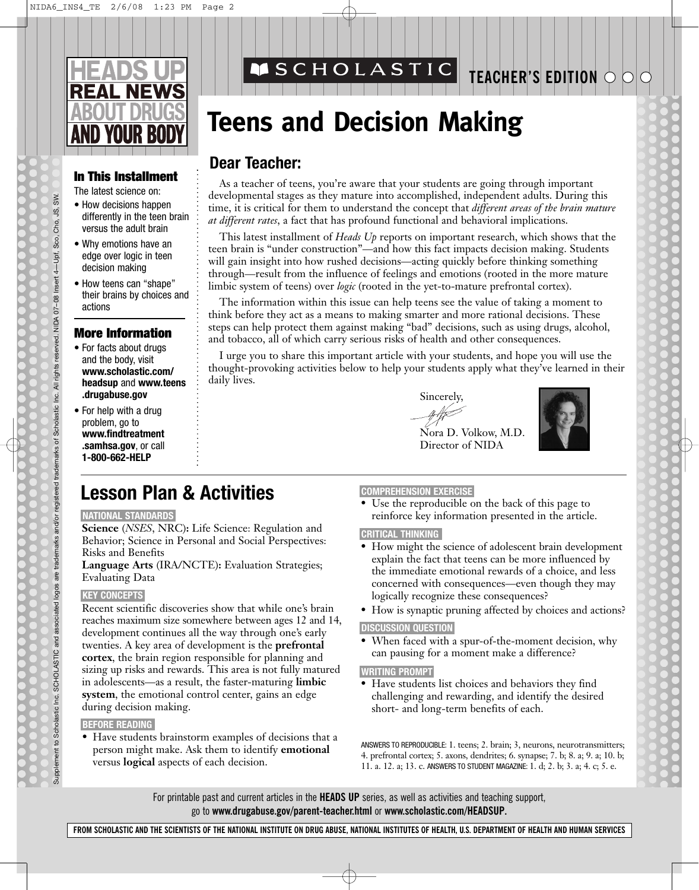HEADS UP
REAL NEWS
ABOUT DRUGS
AND YOUR BODY

SCHOLASTIC TEACHER'S EDITION

# Teens and Decision Making

### In This Installment

The latest science on:

- How decisions happen differently in the teen brain versus the adult brain
- Why emotions have an edge over logic in teen decision making
- How teens can "shape" their brains by choices and actions

### More Information

- For facts about drugs and the body, visit **www.scholastic.com/headsup** and **www.teens.drugabuse.gov**
- For help with a drug problem, go to **www.findtreatment.samhsa.gov**, or call **1-800-662-HELP**

## Dear Teacher:

As a teacher of teens, you're aware that your students are going through important developmental stages as they mature into accomplished, independent adults. During this time, it is critical for them to understand the concept that *different areas of the brain mature at different rates*, a fact that has profound functional and behavioral implications.

This latest installment of *Heads Up* reports on important research, which shows that the teen brain is "under construction"—and how this fact impacts decision making. Students will gain insight into how rushed decisions—acting quickly before thinking something through—result from the influence of feelings and emotions (rooted in the more mature limbic system of teens) over *logic* (rooted in the yet-to-mature prefrontal cortex).

The information within this issue can help teens see the value of taking a moment to think before they act as a means to making smarter and more rational decisions. These steps can help protect them against making "bad" decisions, such as using drugs, alcohol, and tobacco, all of which carry serious risks of health and other consequences.

I urge you to share this important article with your students, and hope you will use the thought-provoking activities below to help your students apply what they've learned in their daily lives.

Sincerely,

Nora D. Volkow, M.D.
Director of NIDA

## Lesson Plan & Activities

**NATIONAL STANDARDS**

**Science** (*NSES*, NRC)**:** Life Science: Regulation and Behavior; Science in Personal and Social Perspectives: Risks and Benefits
**Language Arts** (IRA/NCTE)**:** Evaluation Strategies; Evaluating Data

**KEY CONCEPTS**

Recent scientific discoveries show that while one's brain reaches maximum size somewhere between ages 12 and 14, development continues all the way through one's early twenties. A key area of development is the **prefrontal cortex**, the brain region responsible for planning and sizing up risks and rewards. This area is not fully matured in adolescents—as a result, the faster-maturing **limbic system**, the emotional control center, gains an edge during decision making.

**BEFORE READING**

- Have students brainstorm examples of decisions that a person might make. Ask them to identify **emotional** versus **logical** aspects of each decision.

**COMPREHENSION EXERCISE**

- Use the reproducible on the back of this page to reinforce key information presented in the article.

**CRITICAL THINKING**

- How might the science of adolescent brain development explain the fact that teens can be more influenced by the immediate emotional rewards of a choice, and less concerned with consequences—even though they may logically recognize these consequences?
- How is synaptic pruning affected by choices and actions?

**DISCUSSION QUESTION**

- When faced with a spur-of-the-moment decision, why can pausing for a moment make a difference?

**WRITING PROMPT**

- Have students list choices and behaviors they find challenging and rewarding, and identify the desired short- and long-term benefits of each.

ANSWERS TO REPRODUCIBLE: 1. teens; 2. brain; 3, neurons, neurotransmitters; 4. prefrontal cortex; 5. axons, dendrites; 6. synapse; 7. b; 8. a; 9. a; 10. b; 11. a. 12. a; 13. c. ANSWERS TO STUDENT MAGAZINE: 1. d; 2. b; 3. a; 4. c; 5. e.

For printable past and current articles in the **HEADS UP** series, as well as activities and teaching support, go to **www.drugabuse.gov/parent-teacher.html** or **www.scholastic.com/HEADSUP.**

FROM SCHOLASTIC AND THE SCIENTISTS OF THE NATIONAL INSTITUTE ON DRUG ABUSE, NATIONAL INSTITUTES OF HEALTH, U.S. DEPARTMENT OF HEALTH AND HUMAN SERVICES

Supplement to Scholastic Inc. SCHOLASTIC and associated logos are trademarks and/or registered trademarks of Scholastic Inc. All rights reserved. NIDA 07-08 Insert 4—Upf, Sco, Cho, JS, SW.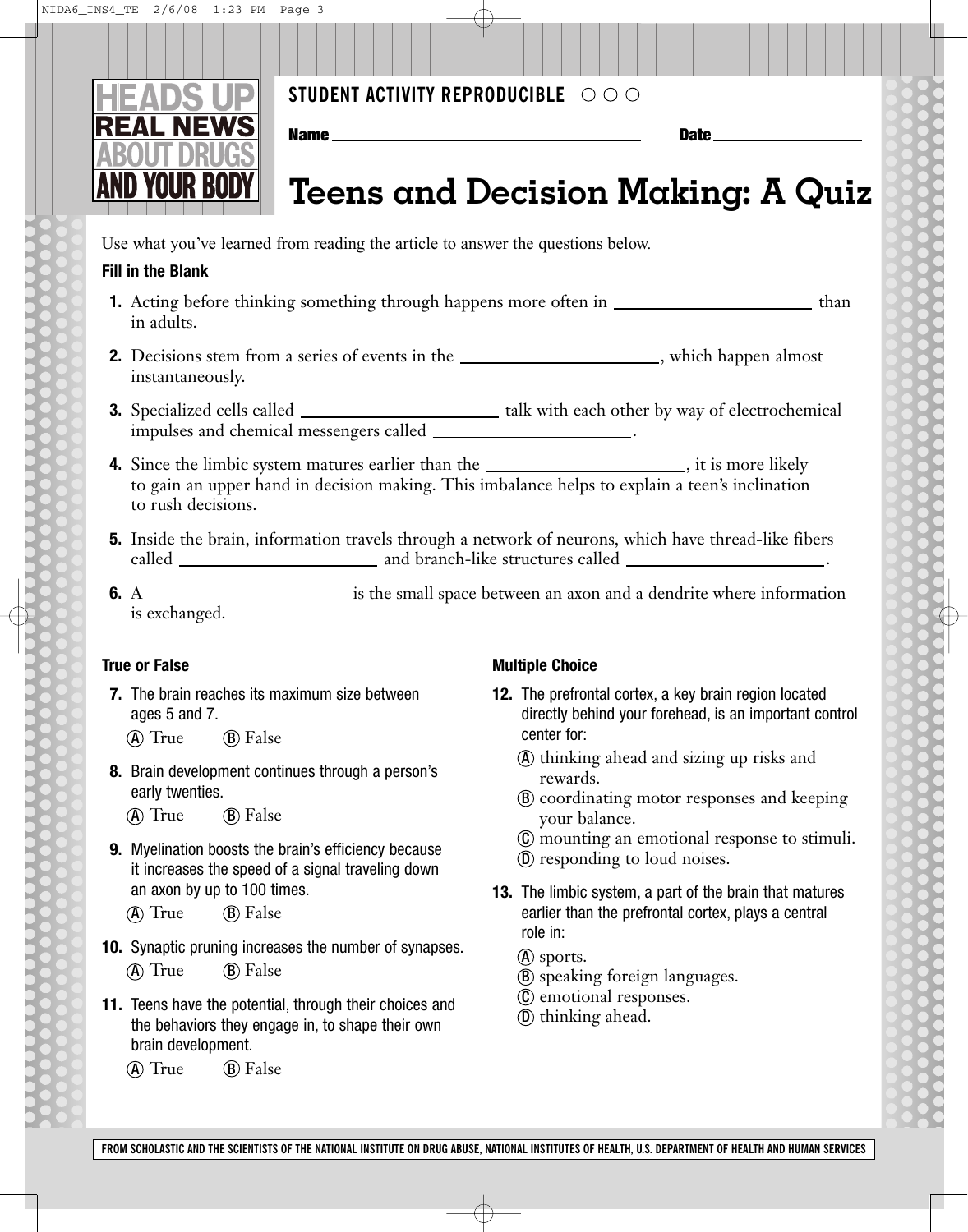HEADS UP REAL NEWS ABOUT DRUGS AND YOUR BODY

STUDENT ACTIVITY REPRODUCIBLE ○ ○ ○

Name ______________________________ Date ________________

# Teens and Decision Making: A Quiz

Use what you've learned from reading the article to answer the questions below.

**Fill in the Blank**

1. Acting before thinking something through happens more often in ____________________ than in adults.

2. Decisions stem from a series of events in the ____________________, which happen almost instantaneously.

3. Specialized cells called ____________________ talk with each other by way of electrochemical impulses and chemical messengers called ____________________.

4. Since the limbic system matures earlier than the ____________________, it is more likely to gain an upper hand in decision making. This imbalance helps to explain a teen's inclination to rush decisions.

5. Inside the brain, information travels through a network of neurons, which have thread-like fibers called ____________________ and branch-like structures called ____________________.

6. A ____________________ is the small space between an axon and a dendrite where information is exchanged.

**True or False**

7. The brain reaches its maximum size between ages 5 and 7.
   Ⓐ True Ⓑ False

8. Brain development continues through a person's early twenties.
   Ⓐ True Ⓑ False

9. Myelination boosts the brain's efficiency because it increases the speed of a signal traveling down an axon by up to 100 times.
   Ⓐ True Ⓑ False

10. Synaptic pruning increases the number of synapses.
    Ⓐ True Ⓑ False

11. Teens have the potential, through their choices and the behaviors they engage in, to shape their own brain development.
    Ⓐ True Ⓑ False

**Multiple Choice**

12. The prefrontal cortex, a key brain region located directly behind your forehead, is an important control center for:
    Ⓐ thinking ahead and sizing up risks and rewards.
    Ⓑ coordinating motor responses and keeping your balance.
    Ⓒ mounting an emotional response to stimuli.
    Ⓓ responding to loud noises.

13. The limbic system, a part of the brain that matures earlier than the prefrontal cortex, plays a central role in:
    Ⓐ sports.
    Ⓑ speaking foreign languages.
    Ⓒ emotional responses.
    Ⓓ thinking ahead.

FROM SCHOLASTIC AND THE SCIENTISTS OF THE NATIONAL INSTITUTE ON DRUG ABUSE, NATIONAL INSTITUTES OF HEALTH, U.S. DEPARTMENT OF HEALTH AND HUMAN SERVICES